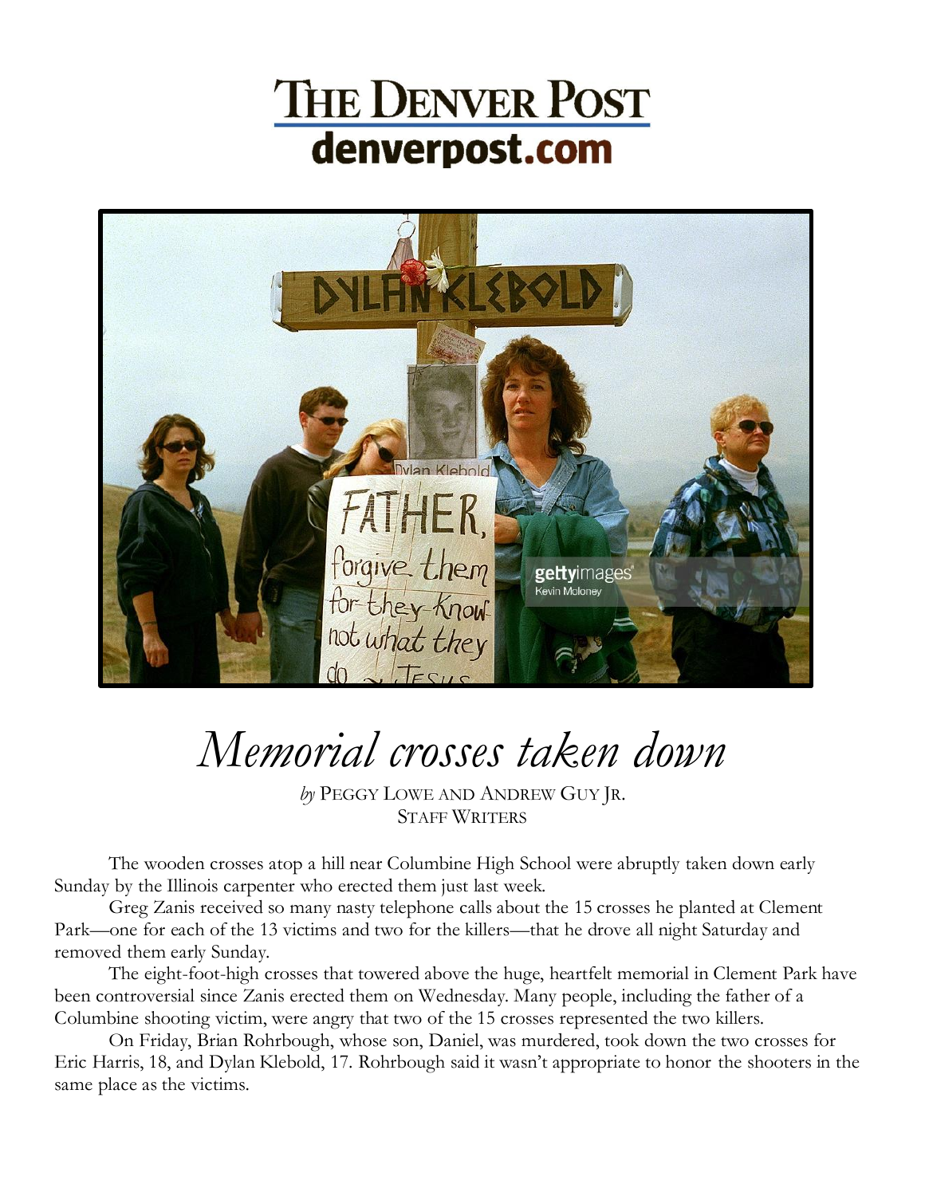# The Denver Post

denverpost.com

# *Memorial crosses taken down*

*by* Peggy Lowe and Andrew Guy Jr.
Staff Writers

The wooden crosses atop a hill near Columbine High School were abruptly taken down early Sunday by the Illinois carpenter who erected them just last week.

Greg Zanis received so many nasty telephone calls about the 15 crosses he planted at Clement Park—one for each of the 13 victims and two for the killers—that he drove all night Saturday and removed them early Sunday.

The eight-foot-high crosses that towered above the huge, heartfelt memorial in Clement Park have been controversial since Zanis erected them on Wednesday. Many people, including the father of a Columbine shooting victim, were angry that two of the 15 crosses represented the two killers.

On Friday, Brian Rohrbough, whose son, Daniel, was murdered, took down the two crosses for Eric Harris, 18, and Dylan Klebold, 17. Rohrbough said it wasn't appropriate to honor the shooters in the same place as the victims.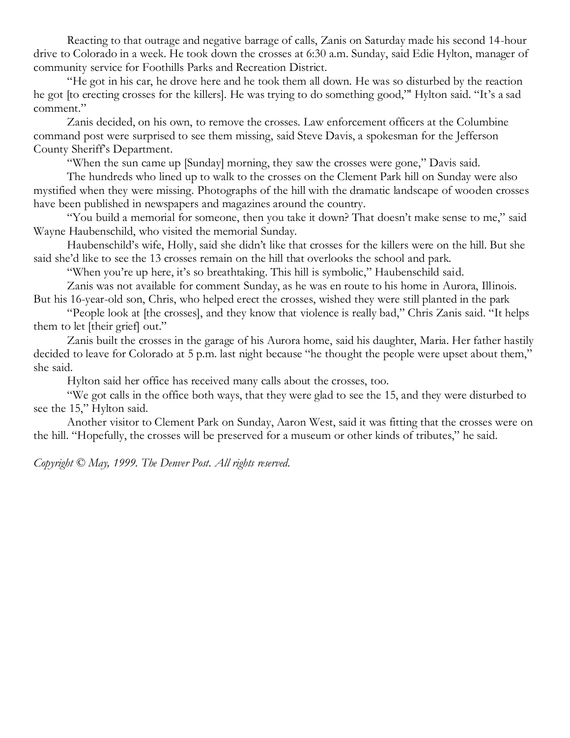Reacting to that outrage and negative barrage of calls, Zanis on Saturday made his second 14-hour drive to Colorado in a week. He took down the crosses at 6:30 a.m. Sunday, said Edie Hylton, manager of community service for Foothills Parks and Recreation District.

"He got in his car, he drove here and he took them all down. He was so disturbed by the reaction he got [to erecting crosses for the killers]. He was trying to do something good,'" Hylton said. "It's a sad comment."

Zanis decided, on his own, to remove the crosses. Law enforcement officers at the Columbine command post were surprised to see them missing, said Steve Davis, a spokesman for the Jefferson County Sheriff's Department.

"When the sun came up [Sunday] morning, they saw the crosses were gone," Davis said.

The hundreds who lined up to walk to the crosses on the Clement Park hill on Sunday were also mystified when they were missing. Photographs of the hill with the dramatic landscape of wooden crosses have been published in newspapers and magazines around the country.

"You build a memorial for someone, then you take it down? That doesn't make sense to me," said Wayne Haubenschild, who visited the memorial Sunday.

Haubenschild's wife, Holly, said she didn't like that crosses for the killers were on the hill. But she said she'd like to see the 13 crosses remain on the hill that overlooks the school and park.

"When you're up here, it's so breathtaking. This hill is symbolic," Haubenschild said.

Zanis was not available for comment Sunday, as he was en route to his home in Aurora, Illinois. But his 16-year-old son, Chris, who helped erect the crosses, wished they were still planted in the park

"People look at [the crosses], and they know that violence is really bad," Chris Zanis said. "It helps them to let [their grief] out."

Zanis built the crosses in the garage of his Aurora home, said his daughter, Maria. Her father hastily decided to leave for Colorado at 5 p.m. last night because "he thought the people were upset about them," she said.

Hylton said her office has received many calls about the crosses, too.

"We got calls in the office both ways, that they were glad to see the 15, and they were disturbed to see the 15," Hylton said.

Another visitor to Clement Park on Sunday, Aaron West, said it was fitting that the crosses were on the hill. "Hopefully, the crosses will be preserved for a museum or other kinds of tributes," he said.

*Copyright © May, 1999. The Denver Post. All rights reserved.*